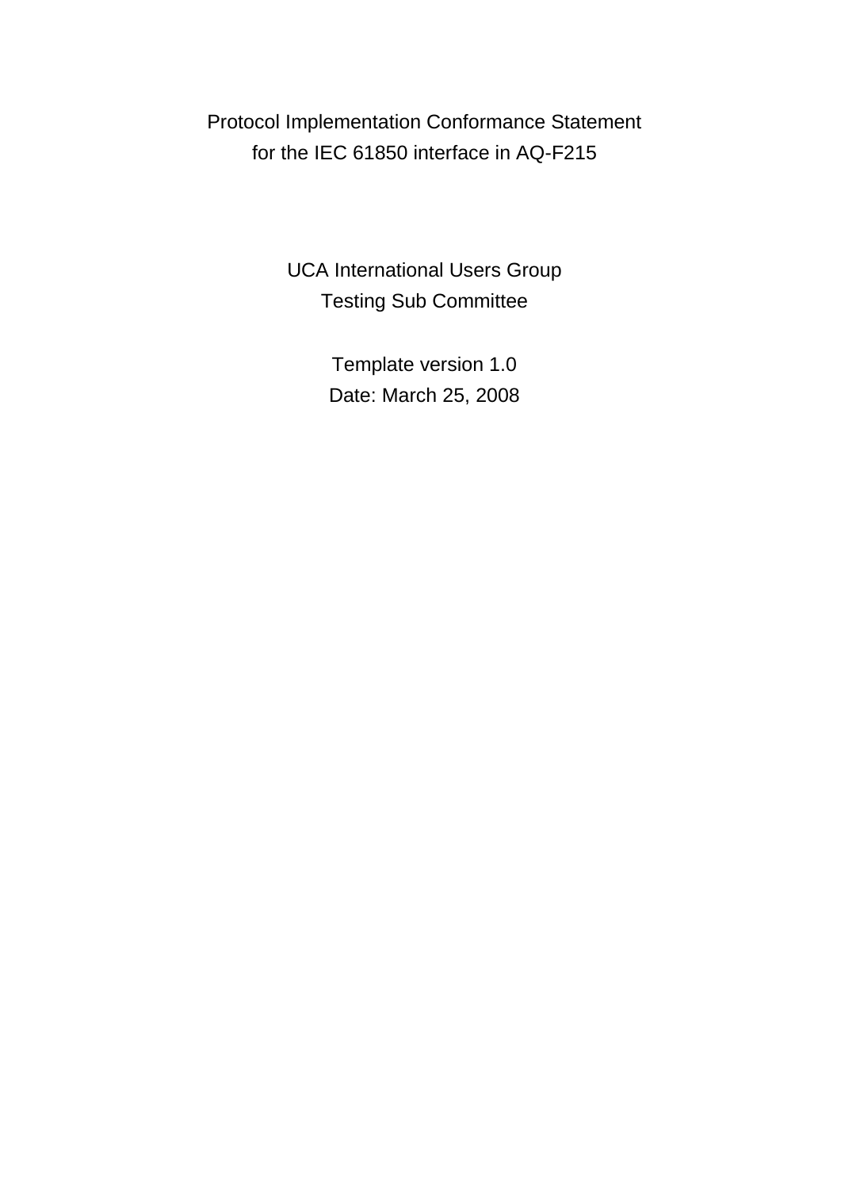# Protocol Implementation Conformance Statement for the IEC 61850 interface in AQ-F215

UCA International Users Group

Testing Sub Committee

Template version 1.0

Date: March 25, 2008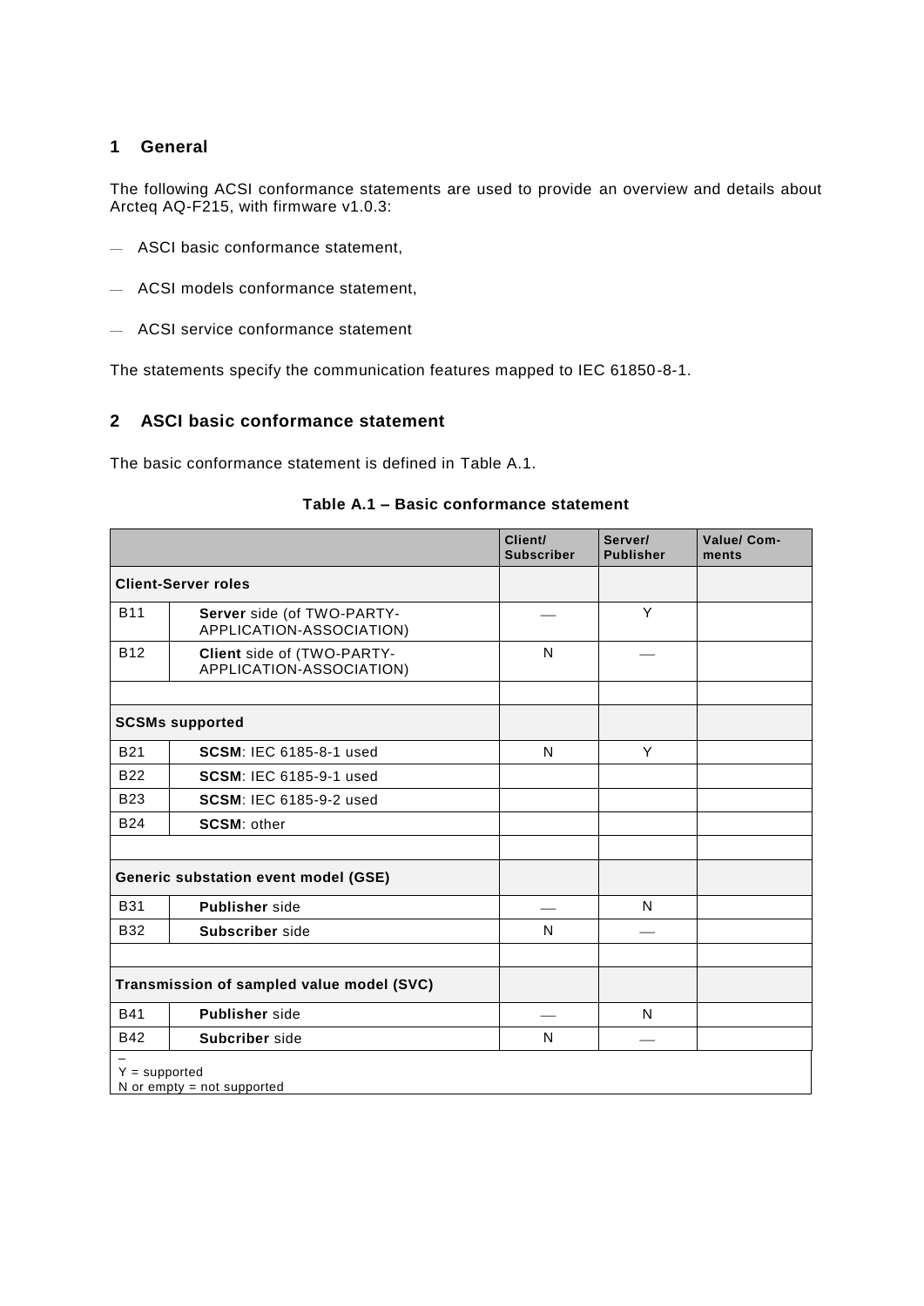## 1 General

The following ACSI conformance statements are used to provide an overview and details about Arcteq AQ-F215, with firmware v1.0.3:

- ASCI basic conformance statement,
- ACSI models conformance statement,
- ACSI service conformance statement

The statements specify the communication features mapped to IEC 61850-8-1.

## 2 ASCI basic conformance statement

The basic conformance statement is defined in Table A.1.

**Table A.1 – Basic conformance statement**

| | | Client/ Subscriber | Server/ Publisher | Value/ Comments |
|---|---|---|---|---|
| **Client-Server roles** | | | | |
| B11 | **Server** side (of TWO-PARTY-APPLICATION-ASSOCIATION) | — | Y | |
| B12 | **Client** side of (TWO-PARTY-APPLICATION-ASSOCIATION) | N | — | |
| | | | | |
| **SCSMs supported** | | | | |
| B21 | **SCSM**: IEC 6185-8-1 used | N | Y | |
| B22 | **SCSM**: IEC 6185-9-1 used | | | |
| B23 | **SCSM**: IEC 6185-9-2 used | | | |
| B24 | **SCSM**: other | | | |
| | | | | |
| **Generic substation event model (GSE)** | | | | |
| B31 | **Publisher** side | — | N | |
| B32 | **Subscriber** side | N | — | |
| | | | | |
| **Transmission of sampled value model (SVC)** | | | | |
| B41 | **Publisher** side | — | N | |
| B42 | **Subcriber** side | N | — | |

–
Y = supported
N or empty = not supported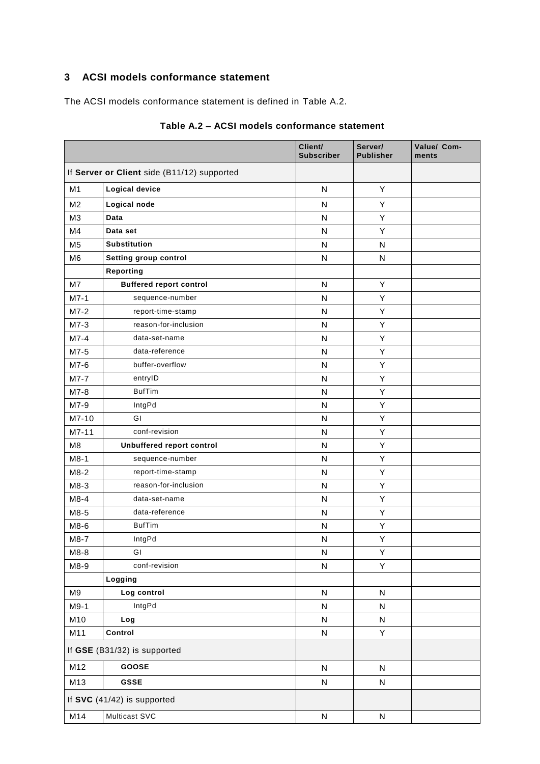## 3 ACSI models conformance statement

The ACSI models conformance statement is defined in Table A.2.

**Table A.2 – ACSI models conformance statement**

| | | Client/ Subscriber | Server/ Publisher | Value/ Comments |
|---|---|---|---|---|
| If **Server or Client** side (B11/12) supported | | | | |
| M1 | **Logical device** | N | Y | |
| M2 | **Logical node** | N | Y | |
| M3 | **Data** | N | Y | |
| M4 | **Data set** | N | Y | |
| M5 | **Substitution** | N | N | |
| M6 | **Setting group control** | N | N | |
| | **Reporting** | | | |
| M7 | **Buffered report control** | N | Y | |
| M7-1 | sequence-number | N | Y | |
| M7-2 | report-time-stamp | N | Y | |
| M7-3 | reason-for-inclusion | N | Y | |
| M7-4 | data-set-name | N | Y | |
| M7-5 | data-reference | N | Y | |
| M7-6 | buffer-overflow | N | Y | |
| M7-7 | entryID | N | Y | |
| M7-8 | BufTim | N | Y | |
| M7-9 | IntgPd | N | Y | |
| M7-10 | GI | N | Y | |
| M7-11 | conf-revision | N | Y | |
| M8 | **Unbuffered report control** | N | Y | |
| M8-1 | sequence-number | N | Y | |
| M8-2 | report-time-stamp | N | Y | |
| M8-3 | reason-for-inclusion | N | Y | |
| M8-4 | data-set-name | N | Y | |
| M8-5 | data-reference | N | Y | |
| M8-6 | BufTim | N | Y | |
| M8-7 | IntgPd | N | Y | |
| M8-8 | GI | N | Y | |
| M8-9 | conf-revision | N | Y | |
| | **Logging** | | | |
| M9 | **Log control** | N | N | |
| M9-1 | IntgPd | N | N | |
| M10 | **Log** | N | N | |
| M11 | **Control** | N | Y | |
| If **GSE** (B31/32) is supported | | | | |
| M12 | **GOOSE** | N | N | |
| M13 | **GSSE** | N | N | |
| If **SVC** (41/42) is supported | | | | |
| M14 | Multicast SVC | N | N | |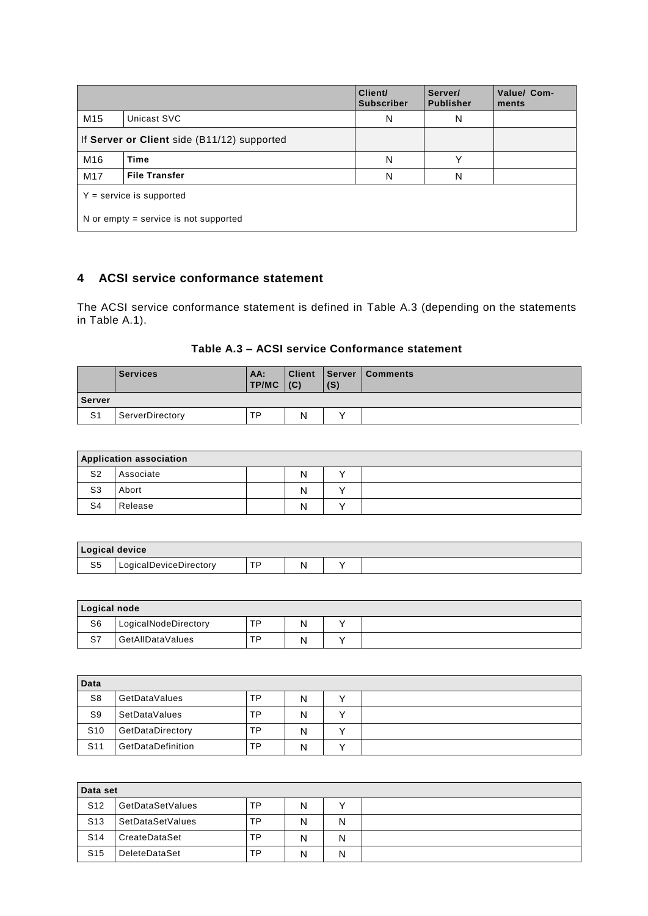| | | Client/ Subscriber | Server/ Publisher | Value/ Comments |
|---|---|---|---|---|
| M15 | Unicast SVC | N | N | |
| If **Server or Client** side (B11/12) supported | | | | |
| M16 | **Time** | N | Y | |
| M17 | **File Transfer** | N | N | |
| Y = service is supported<br><br>N or empty = service is not supported | | | | |

## 4 ACSI service conformance statement

The ACSI service conformance statement is defined in Table A.3 (depending on the statements in Table A.1).

**Table A.3 – ACSI service Conformance statement**

| | Services | AA: TP/MC | Client (C) | Server (S) | Comments |
|---|---|---|---|---|---|
| **Server** | | | | | |
| S1 | ServerDirectory | TP | N | Y | |
| **Application association** | | | | | |
| S2 | Associate | | N | Y | |
| S3 | Abort | | N | Y | |
| S4 | Release | | N | Y | |
| **Logical device** | | | | | |
| S5 | LogicalDeviceDirectory | TP | N | Y | |
| **Logical node** | | | | | |
| S6 | LogicalNodeDirectory | TP | N | Y | |
| S7 | GetAllDataValues | TP | N | Y | |
| **Data** | | | | | |
| S8 | GetDataValues | TP | N | Y | |
| S9 | SetDataValues | TP | N | Y | |
| S10 | GetDataDirectory | TP | N | Y | |
| S11 | GetDataDefinition | TP | N | Y | |
| **Data set** | | | | | |
| S12 | GetDataSetValues | TP | N | Y | |
| S13 | SetDataSetValues | TP | N | N | |
| S14 | CreateDataSet | TP | N | N | |
| S15 | DeleteDataSet | TP | N | N | |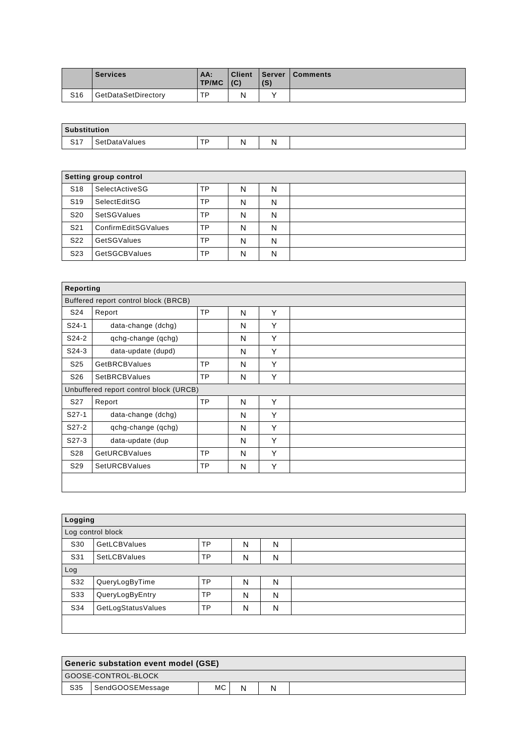|  | Services | AA: TP/MC | Client (C) | Server (S) | Comments |
|---|---|---|---|---|---|
| S16 | GetDataSetDirectory | TP | N | Y |  |

| Substitution | | | | | |
|---|---|---|---|---|---|
| S17 | SetDataValues | TP | N | N |  |

| Setting group control | | | | | |
|---|---|---|---|---|---|
| S18 | SelectActiveSG | TP | N | N |  |
| S19 | SelectEditSG | TP | N | N |  |
| S20 | SetSGValues | TP | N | N |  |
| S21 | ConfirmEditSGValues | TP | N | N |  |
| S22 | GetSGValues | TP | N | N |  |
| S23 | GetSGCBValues | TP | N | N |  |

| Reporting | | | | | |
|---|---|---|---|---|---|
| Buffered report control block (BRCB) | | | | | |
| S24 | Report | TP | N | Y |  |
| S24-1 | data-change (dchg) |  | N | Y |  |
| S24-2 | qchg-change (qchg) |  | N | Y |  |
| S24-3 | data-update (dupd) |  | N | Y |  |
| S25 | GetBRCBValues | TP | N | Y |  |
| S26 | SetBRCBValues | TP | N | Y |  |
| Unbuffered report control block (URCB) | | | | | |
| S27 | Report | TP | N | Y |  |
| S27-1 | data-change (dchg) |  | N | Y |  |
| S27-2 | qchg-change (qchg) |  | N | Y |  |
| S27-3 | data-update (dup |  | N | Y |  |
| S28 | GetURCBValues | TP | N | Y |  |
| S29 | SetURCBValues | TP | N | Y |  |
|  |  |  |  |  |  |

| Logging | | | | | |
|---|---|---|---|---|---|
| Log control block | | | | | |
| S30 | GetLCBValues | TP | N | N |  |
| S31 | SetLCBValues | TP | N | N |  |
| Log | | | | | |
| S32 | QueryLogByTime | TP | N | N |  |
| S33 | QueryLogByEntry | TP | N | N |  |
| S34 | GetLogStatusValues | TP | N | N |  |
|  |  |  |  |  |  |

| Generic substation event model (GSE) | | | | | |
|---|---|---|---|---|---|
| GOOSE-CONTROL-BLOCK | | | | | |
| S35 | SendGOOSEMessage | MC | N | N |  |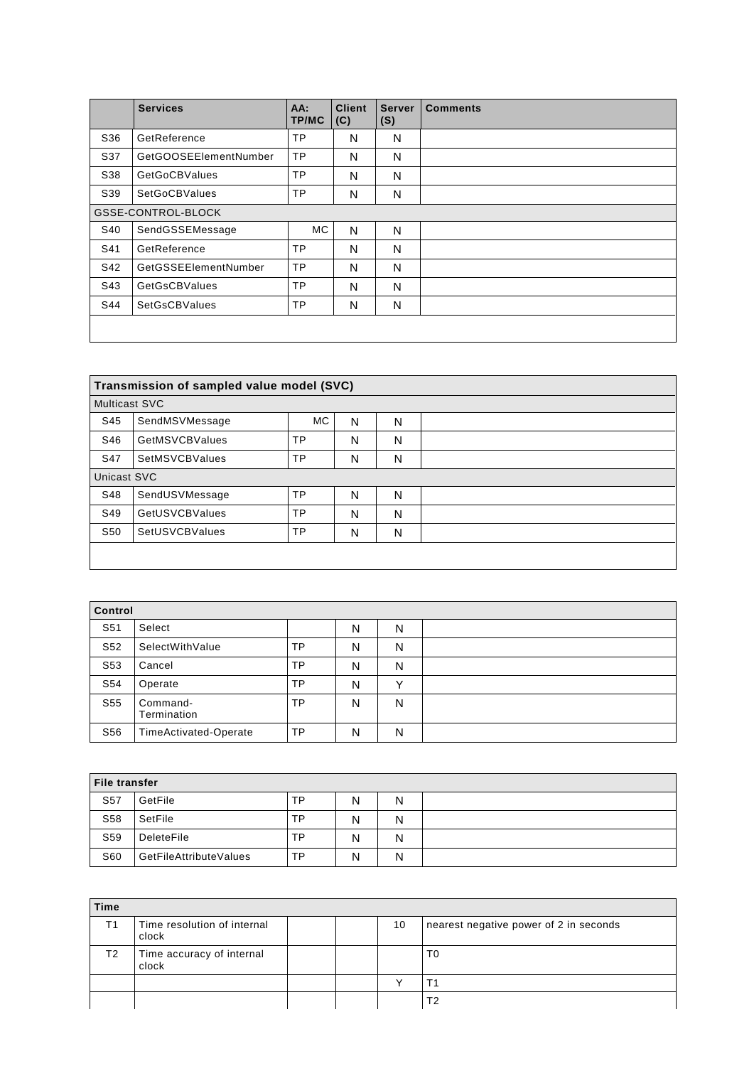| | Services | AA: TP/MC | Client (C) | Server (S) | Comments |
|---|---|---|---|---|---|
| S36 | GetReference | TP | N | N | |
| S37 | GetGOOSEElementNumber | TP | N | N | |
| S38 | GetGoCBValues | TP | N | N | |
| S39 | SetGoCBValues | TP | N | N | |
| GSSE-CONTROL-BLOCK | | | | | |
| S40 | SendGSSEMessage | MC | N | N | |
| S41 | GetReference | TP | N | N | |
| S42 | GetGSSEElementNumber | TP | N | N | |
| S43 | GetGsCBValues | TP | N | N | |
| S44 | SetGsCBValues | TP | N | N | |
| | | | | | |

| Transmission of sampled value model (SVC) | | | | | |
|---|---|---|---|---|---|
| Multicast SVC | | | | | |
| S45 | SendMSVMessage | MC | N | N | |
| S46 | GetMSVCBValues | TP | N | N | |
| S47 | SetMSVCBValues | TP | N | N | |
| Unicast SVC | | | | | |
| S48 | SendUSVMessage | TP | N | N | |
| S49 | GetUSVCBValues | TP | N | N | |
| S50 | SetUSVCBValues | TP | N | N | |
| | | | | | |

| Control | | | | | |
|---|---|---|---|---|---|
| S51 | Select | | N | N | |
| S52 | SelectWithValue | TP | N | N | |
| S53 | Cancel | TP | N | N | |
| S54 | Operate | TP | N | Y | |
| S55 | Command-Termination | TP | N | N | |
| S56 | TimeActivated-Operate | TP | N | N | |

| File transfer | | | | | |
|---|---|---|---|---|---|
| S57 | GetFile | TP | N | N | |
| S58 | SetFile | TP | N | N | |
| S59 | DeleteFile | TP | N | N | |
| S60 | GetFileAttributeValues | TP | N | N | |

| Time | | | | | |
|---|---|---|---|---|---|
| T1 | Time resolution of internal clock | | | 10 | nearest negative power of 2 in seconds |
| T2 | Time accuracy of internal clock | | | | T0 |
| | | | | Y | T1 |
| | | | | | T2 |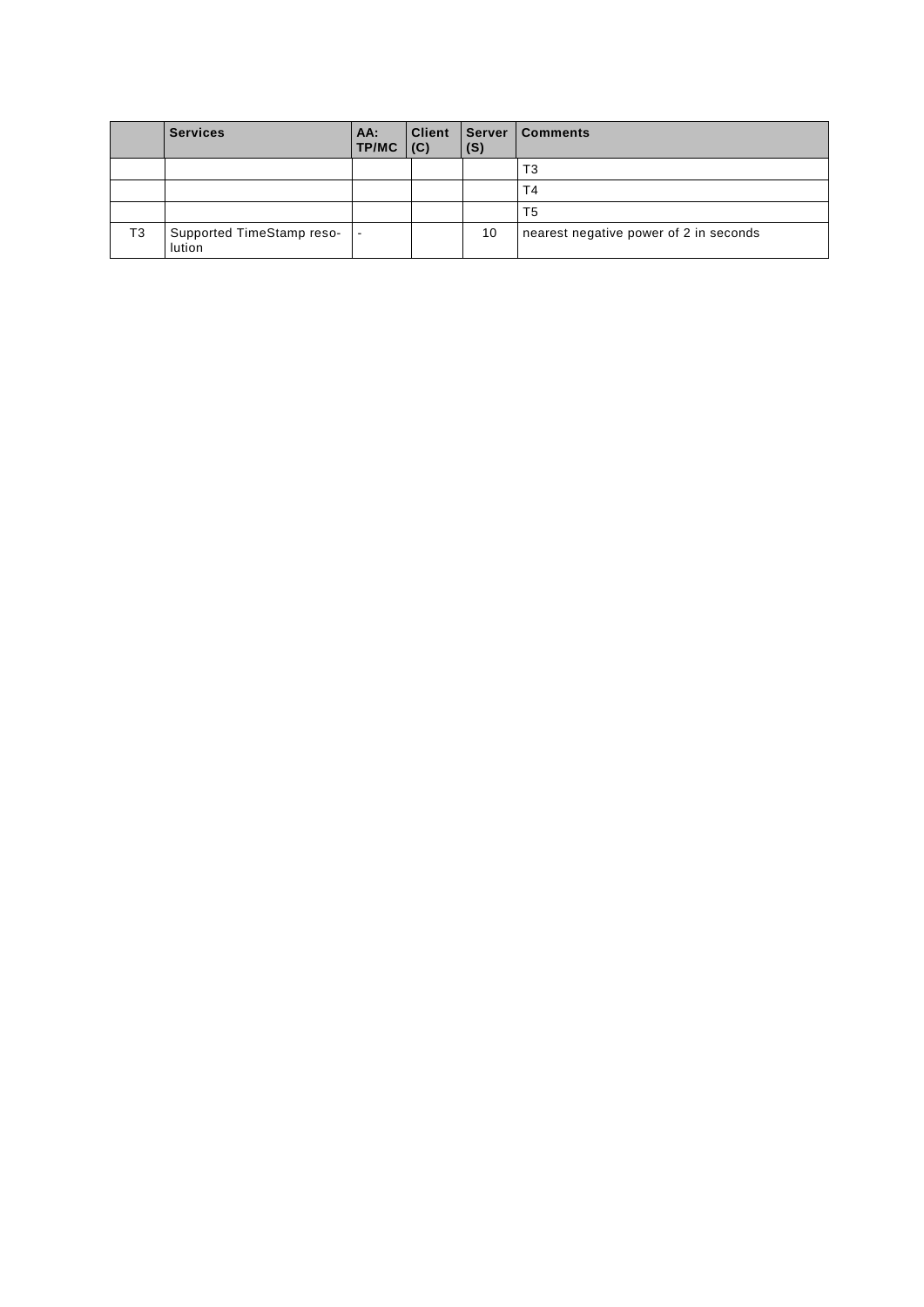| | Services | AA: TP/MC | Client (C) | Server (S) | Comments |
|---|---|---|---|---|---|
| | | | | | T3 |
| | | | | | T4 |
| | | | | | T5 |
| T3 | Supported TimeStamp resolution | - | | 10 | nearest negative power of 2 in seconds |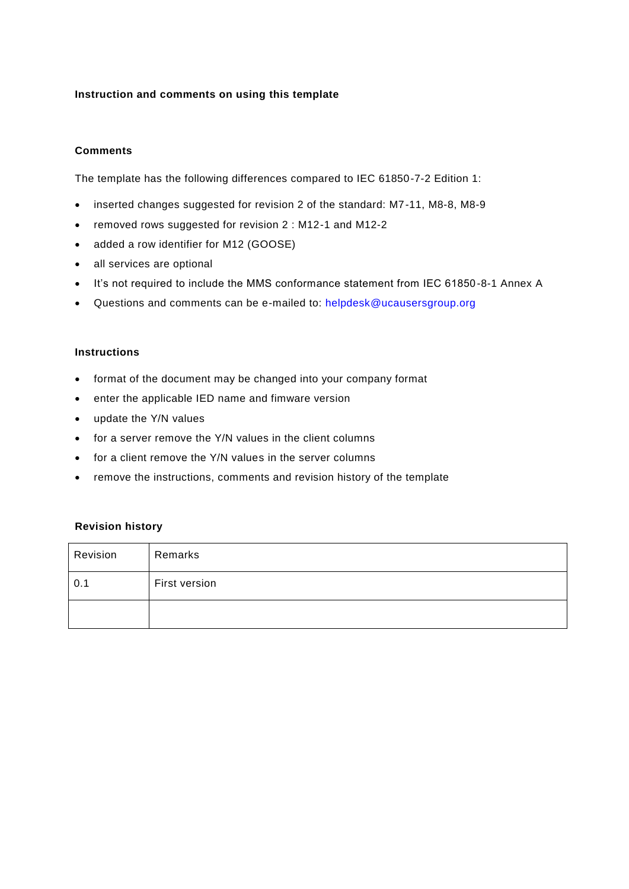### Instruction and comments on using this template

#### Comments

The template has the following differences compared to IEC 61850-7-2 Edition 1:

- inserted changes suggested for revision 2 of the standard: M7-11, M8-8, M8-9
- removed rows suggested for revision 2 : M12-1 and M12-2
- added a row identifier for M12 (GOOSE)
- all services are optional
- It's not required to include the MMS conformance statement from IEC 61850-8-1 Annex A
- Questions and comments can be e-mailed to: helpdesk@ucausersgroup.org

#### Instructions

- format of the document may be changed into your company format
- enter the applicable IED name and fimware version
- update the Y/N values
- for a server remove the Y/N values in the client columns
- for a client remove the Y/N values in the server columns
- remove the instructions, comments and revision history of the template

#### Revision history

| Revision | Remarks |
|---|---|
| 0.1 | First version |
| | |